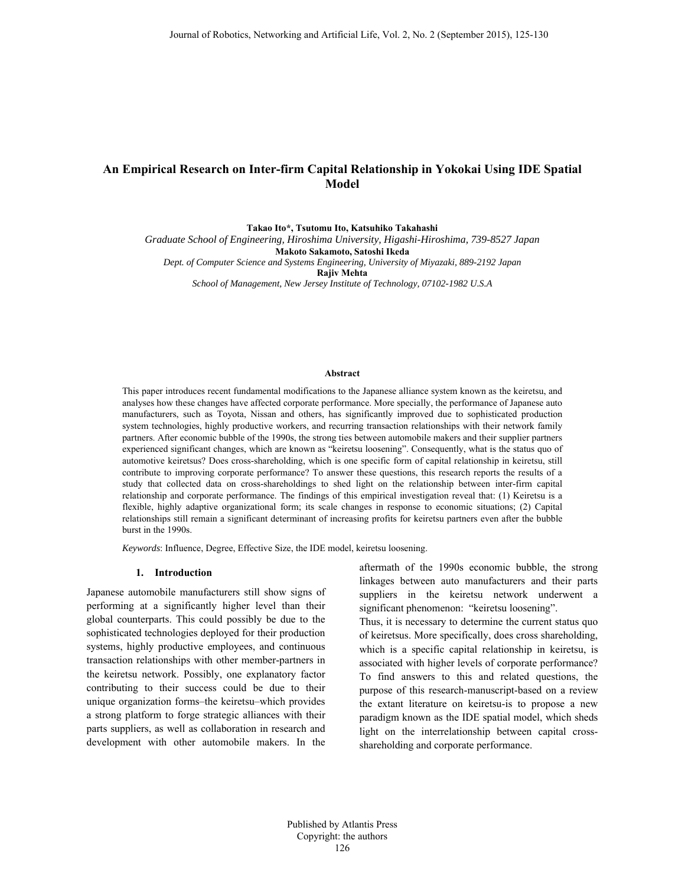# An Empirical Research on Inter-firm Capital Relationship in Yokokai Using IDE Spatial Model

**Takao Ito*, Tsutomu Ito, Katsuhiko Takahashi**

*Graduate School of Engineering, Hiroshima University, Higashi-Hiroshima, 739-8527 Japan*

**Makoto Sakamoto, Satoshi Ikeda**

*Dept. of Computer Science and Systems Engineering, University of Miyazaki, 889-2192 Japan*

**Rajiv Mehta**

*School of Management, New Jersey Institute of Technology, 07102-1982 U.S.A*

## Abstract

This paper introduces recent fundamental modifications to the Japanese alliance system known as the keiretsu, and analyses how these changes have affected corporate performance. More specially, the performance of Japanese auto manufacturers, such as Toyota, Nissan and others, has significantly improved due to sophisticated production system technologies, highly productive workers, and recurring transaction relationships with their network family partners. After economic bubble of the 1990s, the strong ties between automobile makers and their supplier partners experienced significant changes, which are known as "keiretsu loosening". Consequently, what is the status quo of automotive keiretsus? Does cross-shareholding, which is one specific form of capital relationship in keiretsu, still contribute to improving corporate performance? To answer these questions, this research reports the results of a study that collected data on cross-shareholdings to shed light on the relationship between inter-firm capital relationship and corporate performance. The findings of this empirical investigation reveal that: (1) Keiretsu is a flexible, highly adaptive organizational form; its scale changes in response to economic situations; (2) Capital relationships still remain a significant determinant of increasing profits for keiretsu partners even after the bubble burst in the 1990s.

*Keywords*: Influence, Degree, Effective Size, the IDE model, keiretsu loosening.

## 1. Introduction

Japanese automobile manufacturers still show signs of performing at a significantly higher level than their global counterparts. This could possibly be due to the sophisticated technologies deployed for their production systems, highly productive employees, and continuous transaction relationships with other member-partners in the keiretsu network. Possibly, one explanatory factor contributing to their success could be due to their unique organization forms–the keiretsu–which provides a strong platform to forge strategic alliances with their parts suppliers, as well as collaboration in research and development with other automobile makers. In the aftermath of the 1990s economic bubble, the strong linkages between auto manufacturers and their parts suppliers in the keiretsu network underwent a significant phenomenon: "keiretsu loosening".

Thus, it is necessary to determine the current status quo of keiretsus. More specifically, does cross shareholding, which is a specific capital relationship in keiretsu, is associated with higher levels of corporate performance? To find answers to this and related questions, the purpose of this research-manuscript-based on a review the extant literature on keiretsu-is to propose a new paradigm known as the IDE spatial model, which sheds light on the interrelationship between capital cross-shareholding and corporate performance.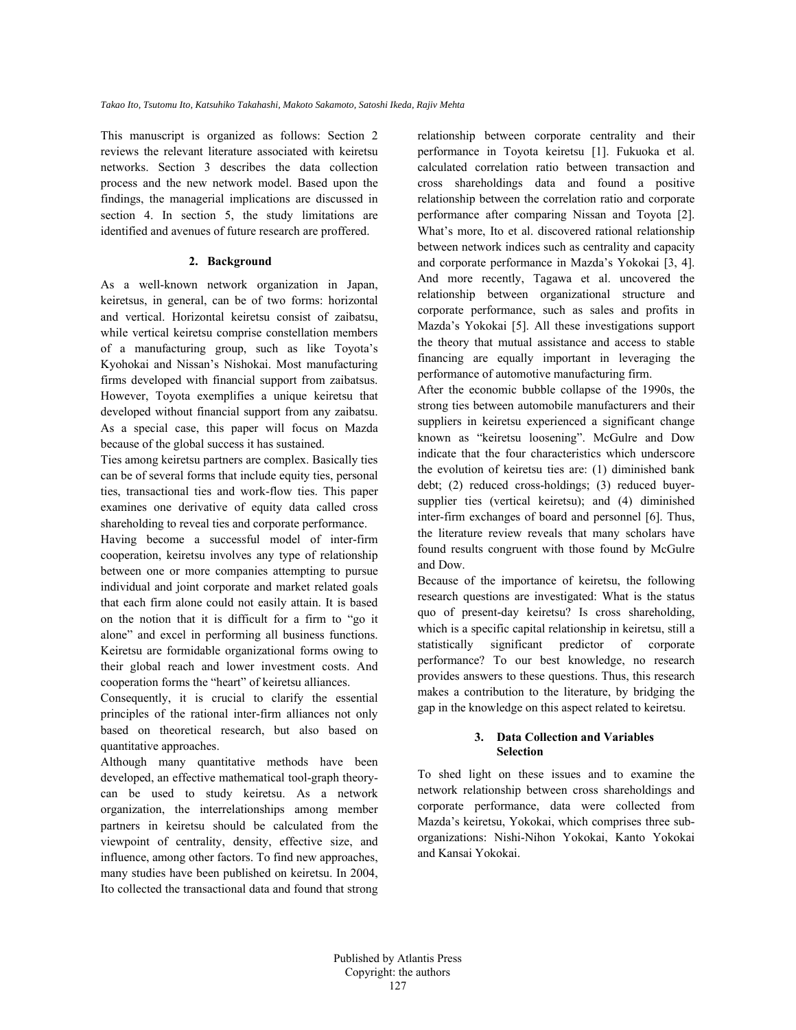This manuscript is organized as follows: Section 2 reviews the relevant literature associated with keiretsu networks. Section 3 describes the data collection process and the new network model. Based upon the findings, the managerial implications are discussed in section 4. In section 5, the study limitations are identified and avenues of future research are proffered.

## 2. Background

As a well-known network organization in Japan, keiretsus, in general, can be of two forms: horizontal and vertical. Horizontal keiretsu consist of zaibatsu, while vertical keiretsu comprise constellation members of a manufacturing group, such as like Toyota's Kyohokai and Nissan's Nishokai. Most manufacturing firms developed with financial support from zaibatsus. However, Toyota exemplifies a unique keiretsu that developed without financial support from any zaibatsu. As a special case, this paper will focus on Mazda because of the global success it has sustained.

Ties among keiretsu partners are complex. Basically ties can be of several forms that include equity ties, personal ties, transactional ties and work-flow ties. This paper examines one derivative of equity data called cross shareholding to reveal ties and corporate performance.

Having become a successful model of inter-firm cooperation, keiretsu involves any type of relationship between one or more companies attempting to pursue individual and joint corporate and market related goals that each firm alone could not easily attain. It is based on the notion that it is difficult for a firm to "go it alone" and excel in performing all business functions. Keiretsu are formidable organizational forms owing to their global reach and lower investment costs. And cooperation forms the "heart" of keiretsu alliances.

Consequently, it is crucial to clarify the essential principles of the rational inter-firm alliances not only based on theoretical research, but also based on quantitative approaches.

Although many quantitative methods have been developed, an effective mathematical tool-graph theory-can be used to study keiretsu. As a network organization, the interrelationships among member partners in keiretsu should be calculated from the viewpoint of centrality, density, effective size, and influence, among other factors. To find new approaches, many studies have been published on keiretsu. In 2004, Ito collected the transactional data and found that strong relationship between corporate centrality and their performance in Toyota keiretsu [1]. Fukuoka et al. calculated correlation ratio between transaction and cross shareholdings data and found a positive relationship between the correlation ratio and corporate performance after comparing Nissan and Toyota [2]. What's more, Ito et al. discovered rational relationship between network indices such as centrality and capacity and corporate performance in Mazda's Yokokai [3, 4]. And more recently, Tagawa et al. uncovered the relationship between organizational structure and corporate performance, such as sales and profits in Mazda's Yokokai [5]. All these investigations support the theory that mutual assistance and access to stable financing are equally important in leveraging the performance of automotive manufacturing firm.

After the economic bubble collapse of the 1990s, the strong ties between automobile manufacturers and their suppliers in keiretsu experienced a significant change known as "keiretsu loosening". McGulre and Dow indicate that the four characteristics which underscore the evolution of keiretsu ties are: (1) diminished bank debt; (2) reduced cross-holdings; (3) reduced buyer-supplier ties (vertical keiretsu); and (4) diminished inter-firm exchanges of board and personnel [6]. Thus, the literature review reveals that many scholars have found results congruent with those found by McGulre and Dow.

Because of the importance of keiretsu, the following research questions are investigated: What is the status quo of present-day keiretsu? Is cross shareholding, which is a specific capital relationship in keiretsu, still a statistically significant predictor of corporate performance? To our best knowledge, no research provides answers to these questions. Thus, this research makes a contribution to the literature, by bridging the gap in the knowledge on this aspect related to keiretsu.

## 3. Data Collection and Variables Selection

To shed light on these issues and to examine the network relationship between cross shareholdings and corporate performance, data were collected from Mazda's keiretsu, Yokokai, which comprises three sub-organizations: Nishi-Nihon Yokokai, Kanto Yokokai and Kansai Yokokai.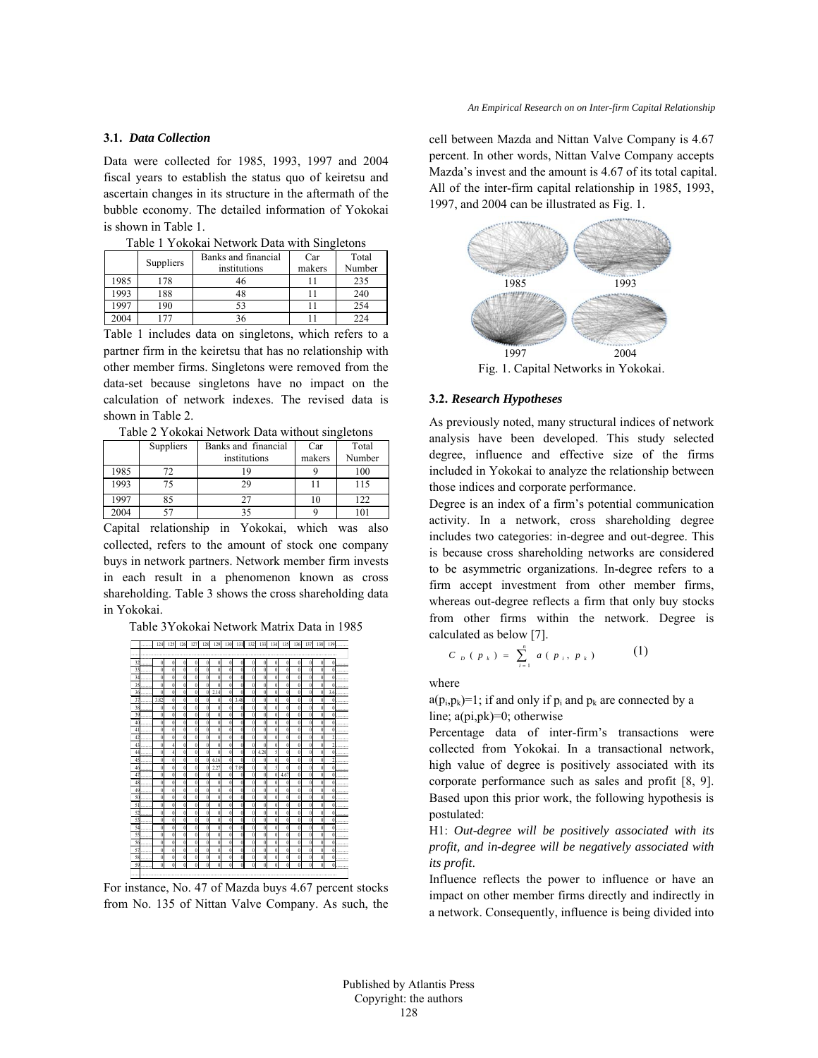### 3.1. *Data Collection*

Data were collected for 1985, 1993, 1997 and 2004 fiscal years to establish the status quo of keiretsu and ascertain changes in its structure in the aftermath of the bubble economy. The detailed information of Yokokai is shown in Table 1.

Table 1 Yokokai Network Data with Singletons

| | Suppliers | Banks and financial institutions | Car makers | Total Number |
|---|---|---|---|---|
| 1985 | 178 | 46 | 11 | 235 |
| 1993 | 188 | 48 | 11 | 240 |
| 1997 | 190 | 53 | 11 | 254 |
| 2004 | 177 | 36 | 11 | 224 |

Table 1 includes data on singletons, which refers to a partner firm in the keiretsu that has no relationship with other member firms. Singletons were removed from the data-set because singletons have no impact on the calculation of network indexes. The revised data is shown in Table 2.

Table 2 Yokokai Network Data without singletons

| | Suppliers | Banks and financial institutions | Car makers | Total Number |
|---|---|---|---|---|
| 1985 | 72 | 19 | 9 | 100 |
| 1993 | 75 | 29 | 11 | 115 |
| 1997 | 85 | 27 | 10 | 122 |
| 2004 | 57 | 35 | 9 | 101 |

Capital relationship in Yokokai, which was also collected, refers to the amount of stock one company buys in network partners. Network member firm invests in each result in a phenomenon known as cross shareholding. Table 3 shows the cross shareholding data in Yokokai.

Table 3Yokokai Network Matrix Data in 1985

| | ...... | 124 | 125 | 126 | 127 | 128 | 129 | 130 | 131 | 132 | 133 | 134 | 135 | 136 | 137 | 138 | 139 | ...... |
|---|---|---|---|---|---|---|---|---|---|---|---|---|---|---|---|---|---|---|
| ...... | | | | | | | | | | | | | | | | | | |
| 32 | ...... | 0 | 0 | 0 | 0 | 0 | 0 | 0 | 0 | 0 | 0 | 0 | 0 | 0 | 0 | 0 | 0 | ...... |
| 33 | ...... | 0 | 0 | 0 | 0 | 0 | 0 | 0 | 0 | 0 | 0 | 0 | 0 | 0 | 0 | 0 | 0 | ...... |
| 34 | ...... | 0 | 0 | 0 | 0 | 0 | 0 | 0 | 0 | 0 | 0 | 0 | 0 | 0 | 0 | 0 | 0 | ...... |
| 35 | ...... | 0 | 0 | 0 | 0 | 0 | 0 | 0 | 0 | 0 | 0 | 0 | 0 | 0 | 0 | 0 | 0 | ...... |
| 36 | ...... | 0 | 0 | 0 | 0 | 0 | 2.14 | 0 | 0 | 0 | 0 | 0 | 0 | 0 | 0 | 0 | 3.6 | ...... |
| 37 | ...... | 3.82 | 0 | 0 | 0 | 0 | 0 | 0 | 3.48 | 0 | 0 | 0 | 0 | 0 | 0 | 0 | 0 | ...... |
| 38 | ...... | 0 | 0 | 0 | 0 | 0 | 0 | 0 | 0 | 0 | 0 | 0 | 0 | 0 | 0 | 0 | 0 | ...... |
| 39 | ...... | 0 | 0 | 0 | 0 | 0 | 0 | 0 | 0 | 0 | 0 | 0 | 0 | 0 | 0 | 0 | 0 | ...... |
| 40 | ...... | 0 | 0 | 0 | 0 | 0 | 0 | 0 | 0 | 0 | 0 | 0 | 0 | 0 | 0 | 0 | 0 | ...... |
| 41 | ...... | 0 | 0 | 0 | 0 | 0 | 0 | 0 | 0 | 0 | 0 | 0 | 0 | 0 | 0 | 0 | 0 | ...... |
| 42 | ...... | 0 | 0 | 0 | 0 | 0 | 0 | 0 | 0 | 0 | 0 | 0 | 0 | 0 | 0 | 0 | 2 | ...... |
| 43 | ...... | 0 | 4 | 0 | 0 | 0 | 0 | 0 | 0 | 0 | 0 | 0 | 0 | 0 | 0 | 0 | 2 | ...... |
| 44 | ...... | 0 | 4 | 0 | 0 | 0 | 0 | 0 | 0 | 0 | 4.26 | 5 | 0 | 0 | 0 | 0 | 0 | ...... |
| 45 | ...... | 0 | 0 | 0 | 0 | 0 | 6.16 | 0 | 0 | 0 | 0 | 0 | 0 | 0 | 0 | 0 | 2 | ...... |
| 46 | ...... | 0 | 0 | 0 | 0 | 0 | 2.27 | 0 | 7.69 | 0 | 0 | 5 | 0 | 0 | 0 | 0 | 0 | ...... |
| 47 | ...... | 0 | 0 | 0 | 0 | 0 | 0 | 0 | 0 | 0 | 0 | 0 | 4.67 | 0 | 0 | 0 | 0 | ...... |
| 48 | ...... | 0 | 0 | 0 | 0 | 0 | 0 | 0 | 0 | 0 | 0 | 0 | 0 | 0 | 0 | 0 | 0 | ...... |
| 49 | ...... | 0 | 0 | 0 | 0 | 0 | 0 | 0 | 0 | 0 | 0 | 0 | 0 | 0 | 0 | 0 | 0 | ...... |
| 50 | ...... | 0 | 0 | 0 | 0 | 0 | 0 | 0 | 0 | 0 | 0 | 0 | 0 | 0 | 0 | 0 | 0 | ...... |
| 51 | ...... | 0 | 0 | 0 | 0 | 0 | 0 | 0 | 0 | 0 | 0 | 0 | 0 | 0 | 0 | 0 | 0 | ...... |
| 52 | ...... | 0 | 0 | 0 | 0 | 0 | 0 | 0 | 0 | 0 | 0 | 0 | 0 | 0 | 0 | 0 | 0 | ...... |
| 53 | ...... | 0 | 0 | 0 | 0 | 0 | 0 | 0 | 0 | 0 | 0 | 0 | 0 | 0 | 0 | 0 | 0 | ...... |
| 54 | ...... | 0 | 0 | 0 | 0 | 0 | 0 | 0 | 0 | 0 | 0 | 0 | 0 | 0 | 0 | 0 | 0 | ...... |
| 55 | ...... | 0 | 0 | 0 | 0 | 0 | 0 | 0 | 0 | 0 | 0 | 0 | 0 | 0 | 0 | 0 | 0 | ...... |
| 56 | ...... | 0 | 0 | 0 | 0 | 0 | 0 | 0 | 0 | 0 | 0 | 0 | 0 | 0 | 0 | 0 | 0 | ...... |
| 57 | ...... | 0 | 0 | 0 | 0 | 0 | 0 | 0 | 0 | 0 | 0 | 0 | 0 | 0 | 0 | 0 | 0 | ...... |
| 58 | ...... | 0 | 0 | 0 | 0 | 0 | 0 | 0 | 0 | 0 | 0 | 0 | 0 | 0 | 0 | 0 | 0 | ...... |
| 59 | ...... | 0 | 0 | 0 | 0 | 0 | 0 | 0 | 0 | 0 | 0 | 0 | 0 | 0 | 0 | 0 | 0 | ...... |
| ...... | | | | | | | | | | | | | | | | | | |

For instance, No. 47 of Mazda buys 4.67 percent stocks from No. 135 of Nittan Valve Company. As such, the cell between Mazda and Nittan Valve Company is 4.67 percent. In other words, Nittan Valve Company accepts Mazda's invest and the amount is 4.67 of its total capital. All of the inter-firm capital relationship in 1985, 1993, 1997, and 2004 can be illustrated as Fig. 1.

1985 1993

1997 2004

Fig. 1. Capital Networks in Yokokai.

### 3.2. *Research Hypotheses*

As previously noted, many structural indices of network analysis have been developed. This study selected degree, influence and effective size of the firms included in Yokokai to analyze the relationship between those indices and corporate performance.

Degree is an index of a firm's potential communication activity. In a network, cross shareholding degree includes two categories: in-degree and out-degree. This is because cross shareholding networks are considered to be asymmetric organizations. In-degree refers to a firm accept investment from other member firms, whereas out-degree reflects a firm that only buy stocks from other firms within the network. Degree is calculated as below [7].

$$C_D(p_k) = \sum_{i=1}^{n} a(p_i, p_k) \qquad (1)$$

where

$a(p_i,p_k)=1$; if and only if $p_i$ and $p_k$ are connected by a line; $a(pi,pk)=0$; otherwise

Percentage data of inter-firm's transactions were collected from Yokokai. In a transactional network, high value of degree is positively associated with its corporate performance such as sales and profit [8, 9]. Based upon this prior work, the following hypothesis is postulated:

H1: *Out-degree will be positively associated with its profit, and in-degree will be negatively associated with its profit*.

Influence reflects the power to influence or have an impact on other member firms directly and indirectly in a network. Consequently, influence is being divided into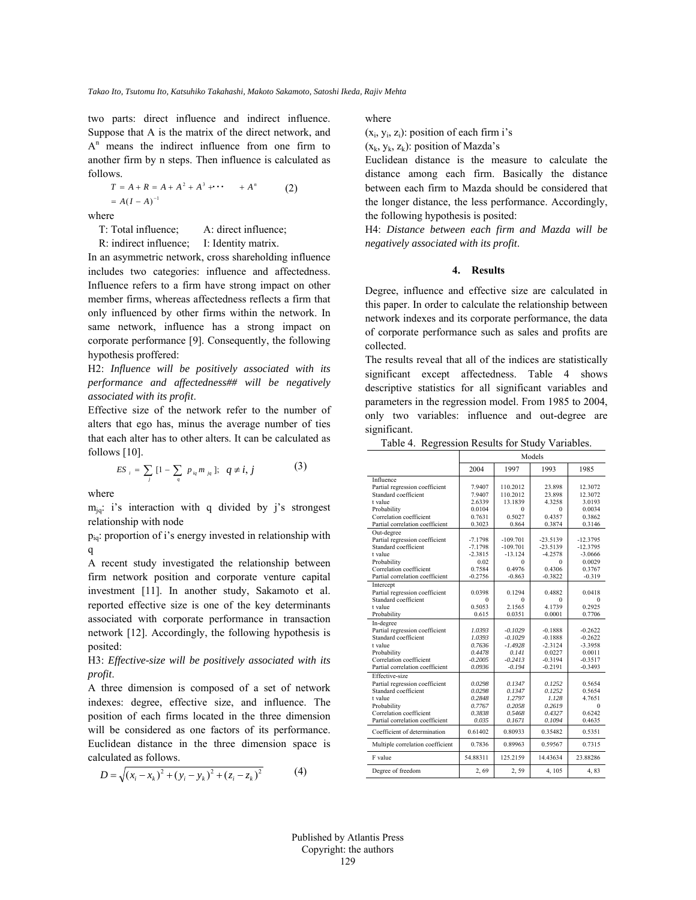two parts: direct influence and indirect influence. Suppose that A is the matrix of the direct network, and $A^n$ means the indirect influence from one firm to another firm by n steps. Then influence is calculated as follows.

$$T = A + R = A + A^2 + A^3 + \cdots + A^n \quad (2)$$
$$= A(I - A)^{-1}$$

where

T: Total influence; A: direct influence;

R: indirect influence; I: Identity matrix.

In an asymmetric network, cross shareholding influence includes two categories: influence and affectedness. Influence refers to a firm have strong impact on other member firms, whereas affectedness reflects a firm that only influenced by other firms within the network. In same network, influence has a strong impact on corporate performance [9]. Consequently, the following hypothesis proffered:

H2: *Influence will be positively associated with its performance and affectedness## will be negatively associated with its profit*.

Effective size of the network refer to the number of alters that ego has, minus the average number of ties that each alter has to other alters. It can be calculated as follows [10].

$$ES_i = \sum_j [1 - \sum_q p_{iq} m_{jq}]; \quad q \neq i, j \quad (3)$$

where

$m_{jq}$: i's interaction with q divided by j's strongest relationship with node

$p_{iq}$: proportion of i's energy invested in relationship with q

A recent study investigated the relationship between firm network position and corporate venture capital investment [11]. In another study, Sakamoto et al. reported effective size is one of the key determinants associated with corporate performance in transaction network [12]. Accordingly, the following hypothesis is posited:

H3: *Effective-size will be positively associated with its profit*.

A three dimension is composed of a set of network indexes: degree, effective size, and influence. The position of each firms located in the three dimension will be considered as one factors of its performance. Euclidean distance in the three dimension space is calculated as follows.

$$D = \sqrt{(x_i - x_k)^2 + (y_i - y_k)^2 + (z_i - z_k)^2} \quad (4)$$

where

$(x_i, y_i, z_i)$: position of each firm i's

$(x_k, y_k, z_k)$: position of Mazda's

Euclidean distance is the measure to calculate the distance among each firm. Basically the distance between each firm to Mazda should be considered that the longer distance, the less performance. Accordingly, the following hypothesis is posited:

H4: *Distance between each firm and Mazda will be negatively associated with its profit*.

## 4. Results

Degree, influence and effective size are calculated in this paper. In order to calculate the relationship between network indexes and its corporate performance, the data of corporate performance such as sales and profits are collected.

The results reveal that all of the indices are statistically significant except affectedness. Table 4 shows descriptive statistics for all significant variables and parameters in the regression model. From 1985 to 2004, only two variables: influence and out-degree are significant.

Table 4. Regression Results for Study Variables.

| | Models | | | |
|---|---|---|---|---|
| | 2004 | 1997 | 1993 | 1985 |
| **Influence** | | | | |
| Partial regression coefficient | 7.9407 | 110.2012 | 23.898 | 12.3072 |
| Standard coefficient | 7.9407 | 110.2012 | 23.898 | 12.3072 |
| t value | 2.6339 | 13.1839 | 4.3258 | 3.0193 |
| Probability | 0.0104 | 0 | 0 | 0.0034 |
| Correlation coefficient | 0.7631 | 0.5027 | 0.4357 | 0.3862 |
| Partial correlation coefficient | 0.3023 | 0.864 | 0.3874 | 0.3146 |
| **Out-degree** | | | | |
| Partial regression coefficient | -7.1798 | -109.701 | -23.5139 | -12.3795 |
| Standard coefficient | -7.1798 | -109.701 | -23.5139 | -12.3795 |
| t value | -2.3815 | -13.124 | -4.2578 | -3.0666 |
| Probability | 0.02 | 0 | 0 | 0.0029 |
| Correlation coefficient | 0.7584 | 0.4976 | 0.4306 | 0.3767 |
| Partial correlation coefficient | -0.2756 | -0.863 | -0.3822 | -0.319 |
| **Intercept** | | | | |
| Partial regression coefficient | 0.0398 | 0.1294 | 0.4882 | 0.0418 |
| Standard coefficient | 0 | 0 | 0 | 0 |
| t value | 0.5053 | 2.1565 | 4.1739 | 0.2925 |
| Probability | 0.615 | 0.0351 | 0.0001 | 0.7706 |
| **In-degree** | | | | |
| Partial regression coefficient | *1.0393* | *-0.1029* | -0.1888 | -0.2622 |
| Standard coefficient | *1.0393* | *-0.1029* | -0.1888 | -0.2622 |
| t value | *0.7636* | *-1.4928* | -2.3124 | -3.3958 |
| Probability | *0.4478* | *0.141* | 0.0227 | 0.0011 |
| Correlation coefficient | *-0.2005* | *-0.2413* | -0.3194 | -0.3517 |
| Partial correlation coefficient | *0.0936* | *-0.194* | -0.2191 | -0.3493 |
| **Effective-size** | | | | |
| Partial regression coefficient | *0.0298* | *0.1347* | *0.1252* | 0.5654 |
| Standard coefficient | *0.0298* | *0.1347* | *0.1252* | 0.5654 |
| t value | *0.2848* | *1.2797* | *1.128* | 4.7651 |
| Probability | *0.7767* | *0.2058* | *0.2619* | 0 |
| Correlation coefficient | *0.3838* | *0.5468* | *0.4327* | 0.6242 |
| Partial correlation coefficient | *0.035* | *0.1671* | *0.1094* | 0.4635 |
| Coefficient of determination | 0.61402 | 0.80933 | 0.35482 | 0.5351 |
| Multiple correlation coefficient | 0.7836 | 0.89963 | 0.59567 | 0.7315 |
| F value | 54.88311 | 125.2159 | 14.43634 | 23.88286 |
| Degree of freedom | 2, 69 | 2, 59 | 4, 105 | 4, 83 |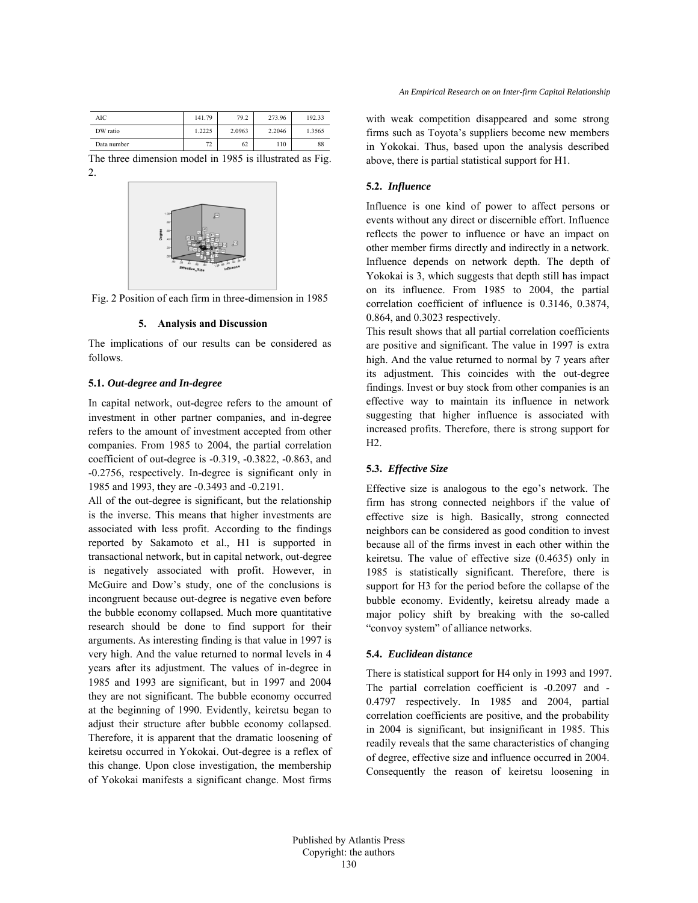| | | | | |
|---|---|---|---|---|
| AIC | 141.79 | 79.2 | 273.96 | 192.33 |
| DW ratio | 1.2225 | 2.0963 | 2.2046 | 1.3565 |
| Data number | 72 | 62 | 110 | 88 |

The three dimension model in 1985 is illustrated as Fig. 2.

Degree

Effective_Size

Influence

Fig. 2 Position of each firm in three-dimension in 1985

## 5. Analysis and Discussion

The implications of our results can be considered as follows.

### 5.1. *Out-degree and In-degree*

In capital network, out-degree refers to the amount of investment in other partner companies, and in-degree refers to the amount of investment accepted from other companies. From 1985 to 2004, the partial correlation coefficient of out-degree is -0.319, -0.3822, -0.863, and -0.2756, respectively. In-degree is significant only in 1985 and 1993, they are -0.3493 and -0.2191.

All of the out-degree is significant, but the relationship is the inverse. This means that higher investments are associated with less profit. According to the findings reported by Sakamoto et al., H1 is supported in transactional network, but in capital network, out-degree is negatively associated with profit. However, in McGuire and Dow's study, one of the conclusions is incongruent because out-degree is negative even before the bubble economy collapsed. Much more quantitative research should be done to find support for their arguments. As interesting finding is that value in 1997 is very high. And the value returned to normal levels in 4 years after its adjustment. The values of in-degree in 1985 and 1993 are significant, but in 1997 and 2004 they are not significant. The bubble economy occurred at the beginning of 1990. Evidently, keiretsu began to adjust their structure after bubble economy collapsed. Therefore, it is apparent that the dramatic loosening of keiretsu occurred in Yokokai. Out-degree is a reflex of this change. Upon close investigation, the membership of Yokokai manifests a significant change. Most firms with weak competition disappeared and some strong firms such as Toyota's suppliers become new members in Yokokai. Thus, based upon the analysis described above, there is partial statistical support for H1.

### 5.2. *Influence*

Influence is one kind of power to affect persons or events without any direct or discernible effort. Influence reflects the power to influence or have an impact on other member firms directly and indirectly in a network. Influence depends on network depth. The depth of Yokokai is 3, which suggests that depth still has impact on its influence. From 1985 to 2004, the partial correlation coefficient of influence is 0.3146, 0.3874, 0.864, and 0.3023 respectively.

This result shows that all partial correlation coefficients are positive and significant. The value in 1997 is extra high. And the value returned to normal by 7 years after its adjustment. This coincides with the out-degree findings. Invest or buy stock from other companies is an effective way to maintain its influence in network suggesting that higher influence is associated with increased profits. Therefore, there is strong support for H2.

### 5.3. *Effective Size*

Effective size is analogous to the ego's network. The firm has strong connected neighbors if the value of effective size is high. Basically, strong connected neighbors can be considered as good condition to invest because all of the firms invest in each other within the keiretsu. The value of effective size (0.4635) only in 1985 is statistically significant. Therefore, there is support for H3 for the period before the collapse of the bubble economy. Evidently, keiretsu already made a major policy shift by breaking with the so-called "convoy system" of alliance networks.

### 5.4. *Euclidean distance*

There is statistical support for H4 only in 1993 and 1997. The partial correlation coefficient is -0.2097 and -0.4797 respectively. In 1985 and 2004, partial correlation coefficients are positive, and the probability in 2004 is significant, but insignificant in 1985. This readily reveals that the same characteristics of changing of degree, effective size and influence occurred in 2004. Consequently the reason of keiretsu loosening in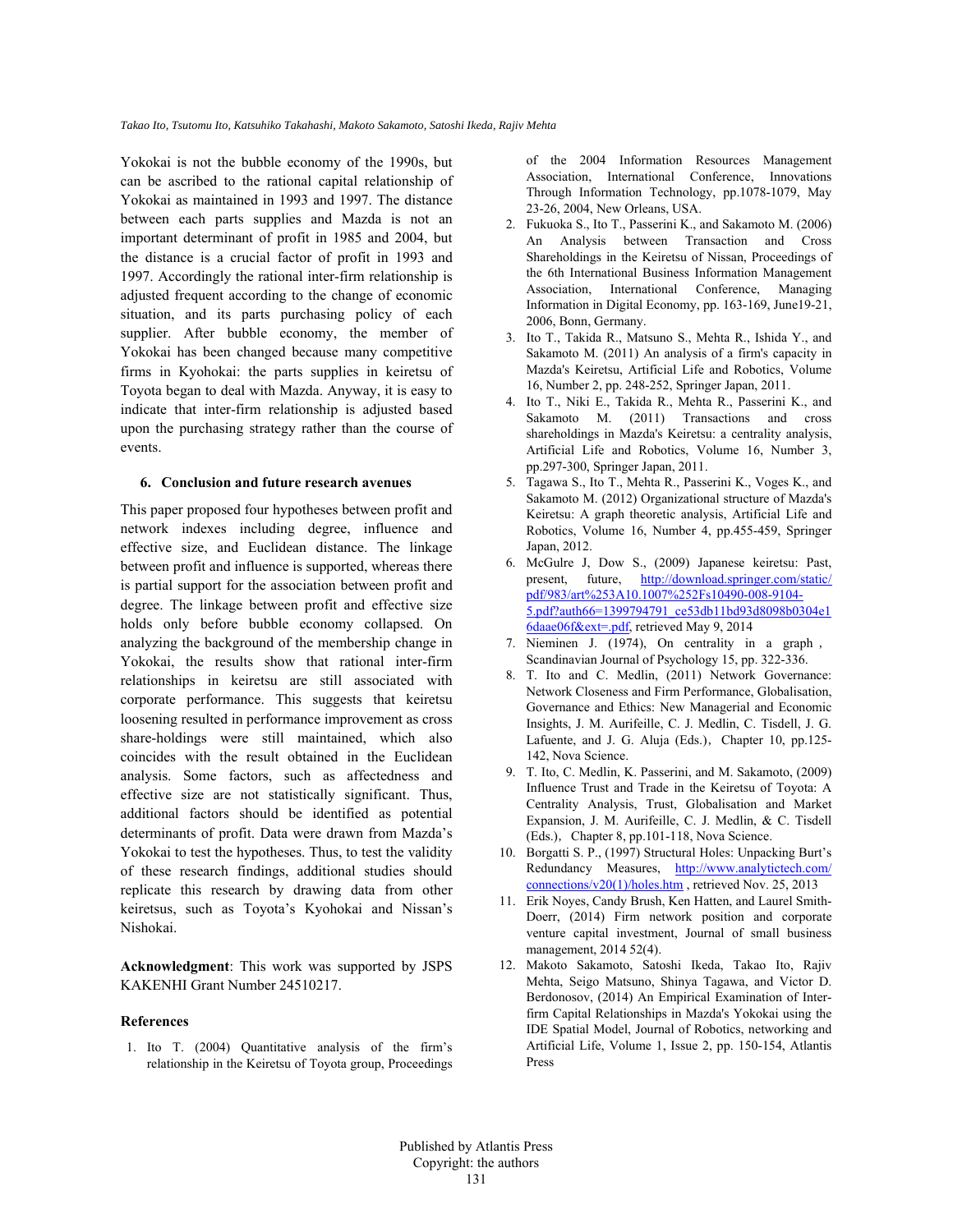Yokokai is not the bubble economy of the 1990s, but can be ascribed to the rational capital relationship of Yokokai as maintained in 1993 and 1997. The distance between each parts supplies and Mazda is not an important determinant of profit in 1985 and 2004, but the distance is a crucial factor of profit in 1993 and 1997. Accordingly the rational inter-firm relationship is adjusted frequent according to the change of economic situation, and its parts purchasing policy of each supplier. After bubble economy, the member of Yokokai has been changed because many competitive firms in Kyohokai: the parts supplies in keiretsu of Toyota began to deal with Mazda. Anyway, it is easy to indicate that inter-firm relationship is adjusted based upon the purchasing strategy rather than the course of events.

## 6. Conclusion and future research avenues

This paper proposed four hypotheses between profit and network indexes including degree, influence and effective size, and Euclidean distance. The linkage between profit and influence is supported, whereas there is partial support for the association between profit and degree. The linkage between profit and effective size holds only before bubble economy collapsed. On analyzing the background of the membership change in Yokokai, the results show that rational inter-firm relationships in keiretsu are still associated with corporate performance. This suggests that keiretsu loosening resulted in performance improvement as cross share-holdings were still maintained, which also coincides with the result obtained in the Euclidean analysis. Some factors, such as affectedness and effective size are not statistically significant. Thus, additional factors should be identified as potential determinants of profit. Data were drawn from Mazda's Yokokai to test the hypotheses. Thus, to test the validity of these research findings, additional studies should replicate this research by drawing data from other keiretsus, such as Toyota's Kyohokai and Nissan's Nishokai.

**Acknowledgment**: This work was supported by JSPS KAKENHI Grant Number 24510217.

## References

1. Ito T. (2004) Quantitative analysis of the firm's relationship in the Keiretsu of Toyota group, Proceedings of the 2004 Information Resources Management Association, International Conference, Innovations Through Information Technology, pp.1078-1079, May 23-26, 2004, New Orleans, USA.
2. Fukuoka S., Ito T., Passerini K., and Sakamoto M. (2006) An Analysis between Transaction and Cross Shareholdings in the Keiretsu of Nissan, Proceedings of the 6th International Business Information Management Association, International Conference, Managing Information in Digital Economy, pp. 163-169, June19-21, 2006, Bonn, Germany.
3. Ito T., Takida R., Matsuno S., Mehta R., Ishida Y., and Sakamoto M. (2011) An analysis of a firm's capacity in Mazda's Keiretsu, Artificial Life and Robotics, Volume 16, Number 2, pp. 248-252, Springer Japan, 2011.
4. Ito T., Niki E., Takida R., Mehta R., Passerini K., and Sakamoto M. (2011) Transactions and cross shareholdings in Mazda's Keiretsu: a centrality analysis, Artificial Life and Robotics, Volume 16, Number 3, pp.297-300, Springer Japan, 2011.
5. Tagawa S., Ito T., Mehta R., Passerini K., Voges K., and Sakamoto M. (2012) Organizational structure of Mazda's Keiretsu: A graph theoretic analysis, Artificial Life and Robotics, Volume 16, Number 4, pp.455-459, Springer Japan, 2012.
6. McGulre J, Dow S., (2009) Japanese keiretsu: Past, present, future, http://download.springer.com/static/pdf/983/art%253A10.1007%252Fs10490-008-9104-5.pdf?auth66=1399794791_ce53db11bd93d8098b0304e16daae06f&ext=.pdf, retrieved May 9, 2014
7. Nieminen J. (1974), On centrality in a graph , Scandinavian Journal of Psychology 15, pp. 322-336.
8. T. Ito and C. Medlin, (2011) Network Governance: Network Closeness and Firm Performance, Globalisation, Governance and Ethics: New Managerial and Economic Insights, J. M. Aurifeille, C. J. Medlin, C. Tisdell, J. G. Lafuente, and J. G. Aluja (Eds.), Chapter 10, pp.125-142, Nova Science.
9. T. Ito, C. Medlin, K. Passerini, and M. Sakamoto, (2009) Influence Trust and Trade in the Keiretsu of Toyota: A Centrality Analysis, Trust, Globalisation and Market Expansion, J. M. Aurifeille, C. J. Medlin, & C. Tisdell (Eds.), Chapter 8, pp.101-118, Nova Science.
10. Borgatti S. P., (1997) Structural Holes: Unpacking Burt's Redundancy Measures, http://www.analytictech.com/connections/v20(1)/holes.htm , retrieved Nov. 25, 2013
11. Erik Noyes, Candy Brush, Ken Hatten, and Laurel Smith-Doerr, (2014) Firm network position and corporate venture capital investment, Journal of small business management, 2014 52(4).
12. Makoto Sakamoto, Satoshi Ikeda, Takao Ito, Rajiv Mehta, Seigo Matsuno, Shinya Tagawa, and Victor D. Berdonosov, (2014) An Empirical Examination of Inter-firm Capital Relationships in Mazda's Yokokai using the IDE Spatial Model, Journal of Robotics, networking and Artificial Life, Volume 1, Issue 2, pp. 150-154, Atlantis Press